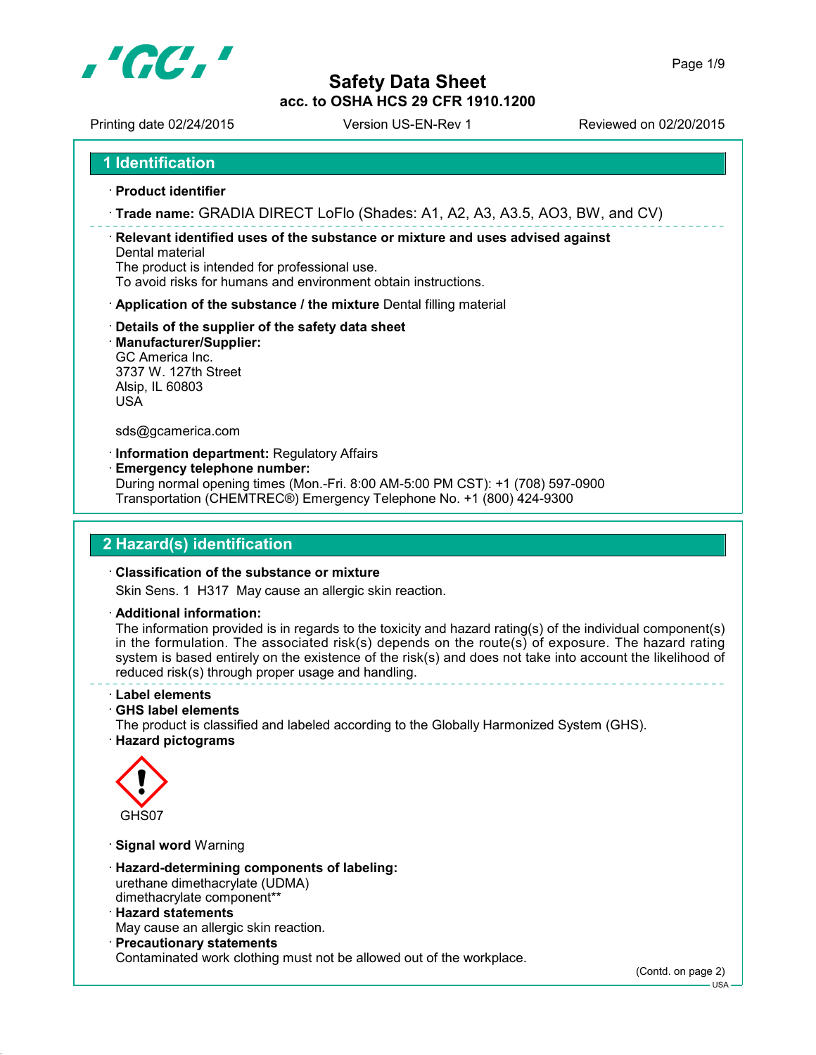# Safety Data Sheet

**acc. to OSHA HCS 29 CFR 1910.1200**

Printing date 02/24/2015 Version US-EN-Rev 1 Reviewed on 02/20/2015

## 1 Identification

· **Product identifier**

· **Trade name:** GRADIA DIRECT LoFlo (Shades: A1, A2, A3, A3.5, AO3, BW, and CV)

· **Relevant identified uses of the substance or mixture and uses advised against**
Dental material
The product is intended for professional use.
To avoid risks for humans and environment obtain instructions.

· **Application of the substance / the mixture** Dental filling material

· **Details of the supplier of the safety data sheet**

· **Manufacturer/Supplier:**
GC America Inc.
3737 W. 127th Street
Alsip, IL 60803
USA

sds@gcamerica.com

· **Information department:** Regulatory Affairs

· **Emergency telephone number:**
During normal opening times (Mon.-Fri. 8:00 AM-5:00 PM CST): +1 (708) 597-0900
Transportation (CHEMTREC®) Emergency Telephone No. +1 (800) 424-9300

## 2 Hazard(s) identification

· **Classification of the substance or mixture**
Skin Sens. 1 H317 May cause an allergic skin reaction.

· **Additional information:**
The information provided is in regards to the toxicity and hazard rating(s) of the individual component(s) in the formulation. The associated risk(s) depends on the route(s) of exposure. The hazard rating system is based entirely on the existence of the risk(s) and does not take into account the likelihood of reduced risk(s) through proper usage and handling.

· **Label elements**

· **GHS label elements**
The product is classified and labeled according to the Globally Harmonized System (GHS).

· **Hazard pictograms**

GHS07

· **Signal word** Warning

· **Hazard-determining components of labeling:**
urethane dimethacrylate (UDMA)
dimethacrylate component**

· **Hazard statements**
May cause an allergic skin reaction.

· **Precautionary statements**
Contaminated work clothing must not be allowed out of the workplace.

(Contd. on page 2)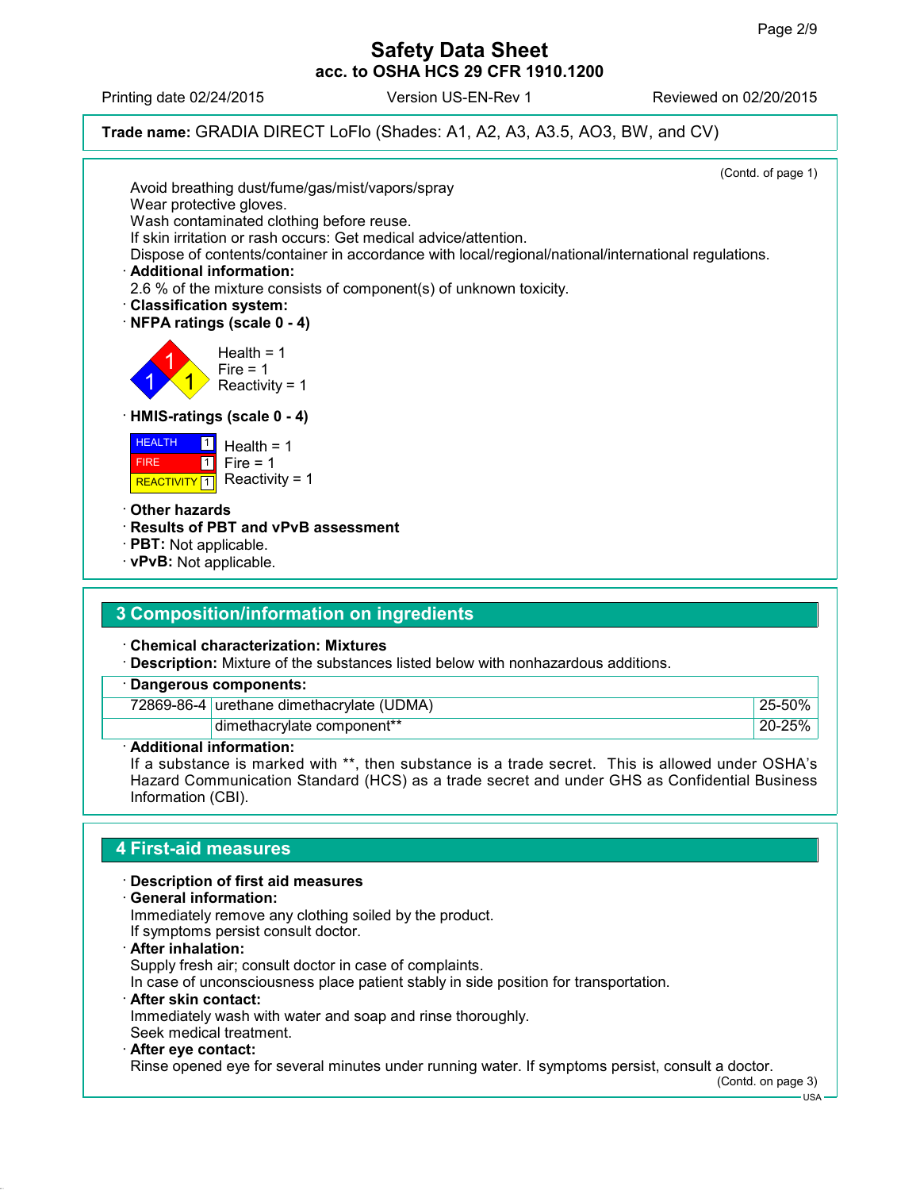**Safety Data Sheet**
**acc. to OSHA HCS 29 CFR 1910.1200**

Printing date 02/24/2015 Version US-EN-Rev 1 Reviewed on 02/20/2015

**Trade name:** GRADIA DIRECT LoFlo (Shades: A1, A2, A3, A3.5, AO3, BW, and CV)

(Contd. of page 1)

Avoid breathing dust/fume/gas/mist/vapors/spray
Wear protective gloves.
Wash contaminated clothing before reuse.
If skin irritation or rash occurs: Get medical advice/attention.
Dispose of contents/container in accordance with local/regional/national/international regulations.

· **Additional information:**
2.6 % of the mixture consists of component(s) of unknown toxicity.

· **Classification system:**

· **NFPA ratings (scale 0 - 4)**

Health = 1
Fire = 1
Reactivity = 1

· **HMIS-ratings (scale 0 - 4)**

| HEALTH | 1 |
|---|---|
| FIRE | 1 |
| REACTIVITY | 1 |

Health = 1
Fire = 1
Reactivity = 1

· **Other hazards**
· **Results of PBT and vPvB assessment**
· **PBT:** Not applicable.
· **vPvB:** Not applicable.

## 3 Composition/information on ingredients

· **Chemical characterization: Mixtures**
· **Description:** Mixture of the substances listed below with nonhazardous additions.

· **Dangerous components:**

| | | |
|---|---|---|
| 72869-86-4 | urethane dimethacrylate (UDMA) | 25-50% |
| | dimethacrylate component** | 20-25% |

· **Additional information:**
If a substance is marked with **, then substance is a trade secret. This is allowed under OSHA's Hazard Communication Standard (HCS) as a trade secret and under GHS as Confidential Business Information (CBI).

## 4 First-aid measures

· **Description of first aid measures**
· **General information:**
Immediately remove any clothing soiled by the product.
If symptoms persist consult doctor.
· **After inhalation:**
Supply fresh air; consult doctor in case of complaints.
In case of unconsciousness place patient stably in side position for transportation.
· **After skin contact:**
Immediately wash with water and soap and rinse thoroughly.
Seek medical treatment.
· **After eye contact:**
Rinse opened eye for several minutes under running water. If symptoms persist, consult a doctor.

(Contd. on page 3)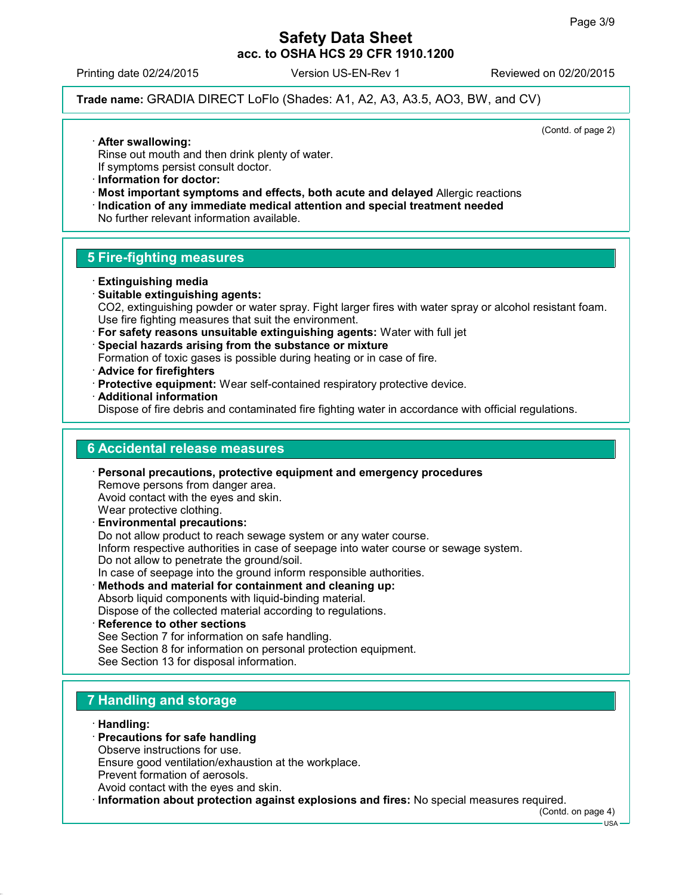(Contd. of page 2)

· **After swallowing:**
Rinse out mouth and then drink plenty of water.
If symptoms persist consult doctor.
· **Information for doctor:**
· **Most important symptoms and effects, both acute and delayed** Allergic reactions
· **Indication of any immediate medical attention and special treatment needed**
No further relevant information available.

## 5 Fire-fighting measures

· **Extinguishing media**
· **Suitable extinguishing agents:**
$CO_2$, extinguishing powder or water spray. Fight larger fires with water spray or alcohol resistant foam.
Use fire fighting measures that suit the environment.
· **For safety reasons unsuitable extinguishing agents:** Water with full jet
· **Special hazards arising from the substance or mixture**
Formation of toxic gases is possible during heating or in case of fire.
· **Advice for firefighters**
· **Protective equipment:** Wear self-contained respiratory protective device.
· **Additional information**
Dispose of fire debris and contaminated fire fighting water in accordance with official regulations.

## 6 Accidental release measures

· **Personal precautions, protective equipment and emergency procedures**
Remove persons from danger area.
Avoid contact with the eyes and skin.
Wear protective clothing.
· **Environmental precautions:**
Do not allow product to reach sewage system or any water course.
Inform respective authorities in case of seepage into water course or sewage system.
Do not allow to penetrate the ground/soil.
In case of seepage into the ground inform responsible authorities.
· **Methods and material for containment and cleaning up:**
Absorb liquid components with liquid-binding material.
Dispose of the collected material according to regulations.
· **Reference to other sections**
See Section 7 for information on safe handling.
See Section 8 for information on personal protection equipment.
See Section 13 for disposal information.

## 7 Handling and storage

· **Handling:**
· **Precautions for safe handling**
Observe instructions for use.
Ensure good ventilation/exhaustion at the workplace.
Prevent formation of aerosols.
Avoid contact with the eyes and skin.
· **Information about protection against explosions and fires:** No special measures required.

(Contd. on page 4)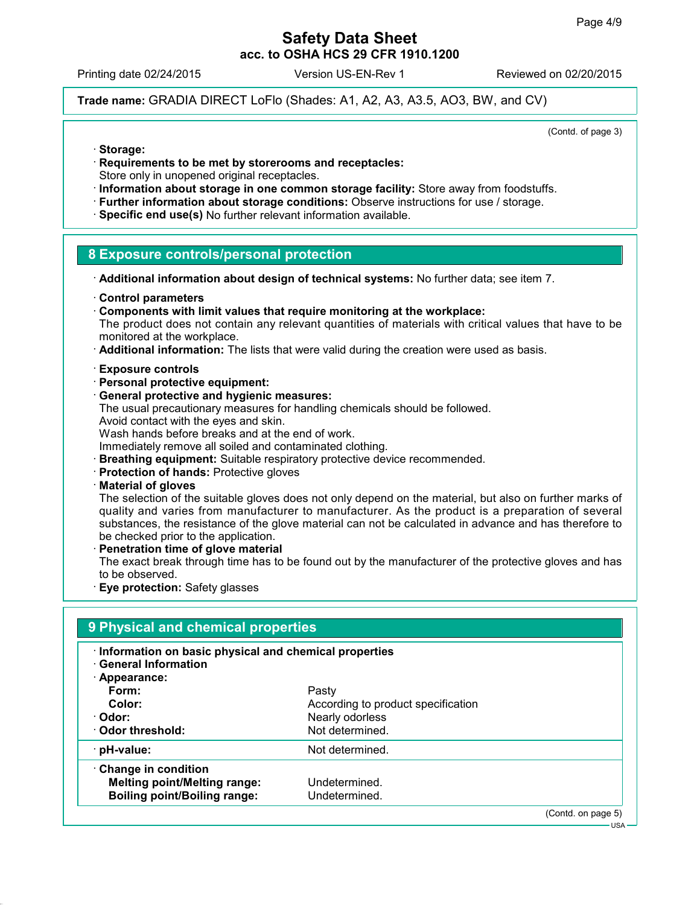**Trade name:** GRADIA DIRECT LoFlo (Shades: A1, A2, A3, A3.5, AO3, BW, and CV)

(Contd. of page 3)

· **Storage:**
· **Requirements to be met by storerooms and receptacles:**
Store only in unopened original receptacles.
· **Information about storage in one common storage facility:** Store away from foodstuffs.
· **Further information about storage conditions:** Observe instructions for use / storage.
· **Specific end use(s)** No further relevant information available.

## 8 Exposure controls/personal protection

· **Additional information about design of technical systems:** No further data; see item 7.

· **Control parameters**
· **Components with limit values that require monitoring at the workplace:**
The product does not contain any relevant quantities of materials with critical values that have to be monitored at the workplace.
· **Additional information:** The lists that were valid during the creation were used as basis.

· **Exposure controls**
· **Personal protective equipment:**
· **General protective and hygienic measures:**
The usual precautionary measures for handling chemicals should be followed.
Avoid contact with the eyes and skin.
Wash hands before breaks and at the end of work.
Immediately remove all soiled and contaminated clothing.
· **Breathing equipment:** Suitable respiratory protective device recommended.
· **Protection of hands:** Protective gloves
· **Material of gloves**
The selection of the suitable gloves does not only depend on the material, but also on further marks of quality and varies from manufacturer to manufacturer. As the product is a preparation of several substances, the resistance of the glove material can not be calculated in advance and has therefore to be checked prior to the application.
· **Penetration time of glove material**
The exact break through time has to be found out by the manufacturer of the protective gloves and has to be observed.
· **Eye protection:** Safety glasses

## 9 Physical and chemical properties

· **Information on basic physical and chemical properties**
· **General Information**

| · **Appearance:** | |
|---|---|
| **Form:** | Pasty |
| **Color:** | According to product specification |
| · **Odor:** | Nearly odorless |
| · **Odor threshold:** | Not determined. |
| · **pH-value:** | Not determined. |
| · **Change in condition** | |
| **Melting point/Melting range:** | Undetermined. |
| **Boiling point/Boiling range:** | Undetermined. |

(Contd. on page 5)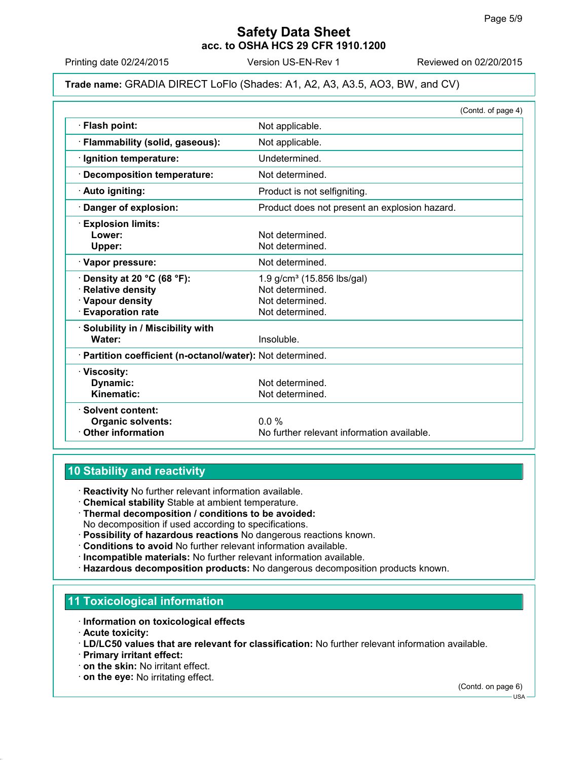**Trade name:** GRADIA DIRECT LoFlo (Shades: A1, A2, A3, A3.5, AO3, BW, and CV)

(Contd. of page 4)

| | |
|---|---|
| · **Flash point:** | Not applicable. |
| · **Flammability (solid, gaseous):** | Not applicable. |
| · **Ignition temperature:** | Undetermined. |
| · **Decomposition temperature:** | Not determined. |
| · **Auto igniting:** | Product is not selfigniting. |
| · **Danger of explosion:** | Product does not present an explosion hazard. |
| · **Explosion limits:** | |
| **Lower:** | Not determined. |
| **Upper:** | Not determined. |
| · **Vapor pressure:** | Not determined. |
| · **Density at 20 °C (68 °F):** | 1.9 g/cm³ (15.856 lbs/gal) |
| · **Relative density** | Not determined. |
| · **Vapour density** | Not determined. |
| · **Evaporation rate** | Not determined. |
| · **Solubility in / Miscibility with** | |
| **Water:** | Insoluble. |
| · **Partition coefficient (n-octanol/water):** | Not determined. |
| · **Viscosity:** | |
| **Dynamic:** | Not determined. |
| **Kinematic:** | Not determined. |
| · **Solvent content:** | |
| **Organic solvents:** | 0.0 % |
| · **Other information** | No further relevant information available. |

## 10 Stability and reactivity

· **Reactivity** No further relevant information available.
· **Chemical stability** Stable at ambient temperature.
· **Thermal decomposition / conditions to be avoided:**
No decomposition if used according to specifications.
· **Possibility of hazardous reactions** No dangerous reactions known.
· **Conditions to avoid** No further relevant information available.
· **Incompatible materials:** No further relevant information available.
· **Hazardous decomposition products:** No dangerous decomposition products known.

## 11 Toxicological information

· **Information on toxicological effects**
· **Acute toxicity:**
· **LD/LC50 values that are relevant for classification:** No further relevant information available.
· **Primary irritant effect:**
· **on the skin:** No irritant effect.
· **on the eye:** No irritating effect.

(Contd. on page 6)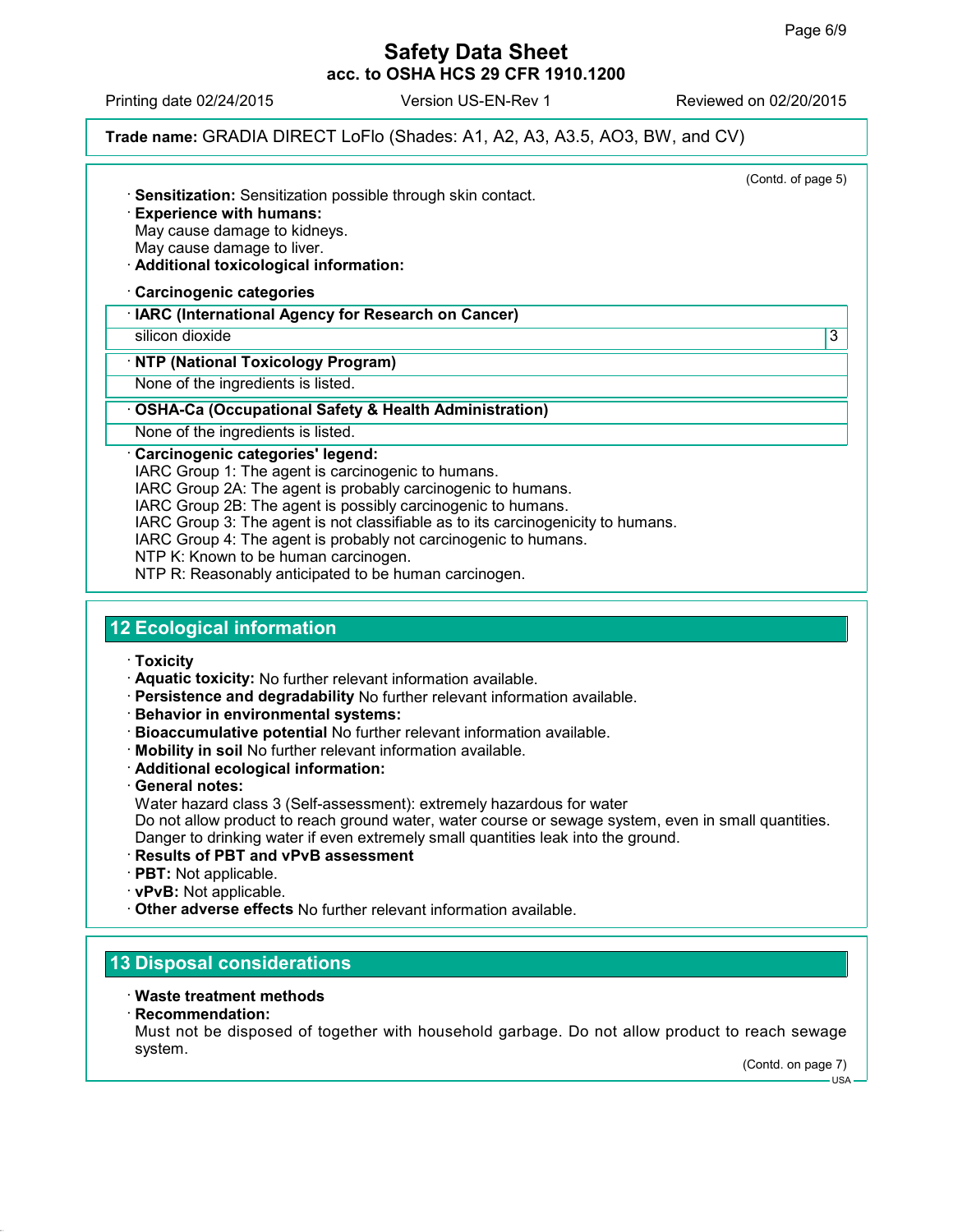**Trade name:** GRADIA DIRECT LoFlo (Shades: A1, A2, A3, A3.5, AO3, BW, and CV)

(Contd. of page 5)

· **Sensitization:** Sensitization possible through skin contact.
· **Experience with humans:**
May cause damage to kidneys.
May cause damage to liver.
· **Additional toxicological information:**

· **Carcinogenic categories**

| · **IARC (International Agency for Research on Cancer)** | |
|---|---|
| silicon dioxide | 3 |

| · **NTP (National Toxicology Program)** |
|---|
| None of the ingredients is listed. |

| · **OSHA-Ca (Occupational Safety & Health Administration)** |
|---|
| None of the ingredients is listed. |

· **Carcinogenic categories' legend:**
IARC Group 1: The agent is carcinogenic to humans.
IARC Group 2A: The agent is probably carcinogenic to humans.
IARC Group 2B: The agent is possibly carcinogenic to humans.
IARC Group 3: The agent is not classifiable as to its carcinogenicity to humans.
IARC Group 4: The agent is probably not carcinogenic to humans.
NTP K: Known to be human carcinogen.
NTP R: Reasonably anticipated to be human carcinogen.

## 12 Ecological information

· **Toxicity**
· **Aquatic toxicity:** No further relevant information available.
· **Persistence and degradability** No further relevant information available.
· **Behavior in environmental systems:**
· **Bioaccumulative potential** No further relevant information available.
· **Mobility in soil** No further relevant information available.
· **Additional ecological information:**
· **General notes:**
Water hazard class 3 (Self-assessment): extremely hazardous for water
Do not allow product to reach ground water, water course or sewage system, even in small quantities.
Danger to drinking water if even extremely small quantities leak into the ground.
· **Results of PBT and vPvB assessment**
· **PBT:** Not applicable.
· **vPvB:** Not applicable.
· **Other adverse effects** No further relevant information available.

## 13 Disposal considerations

· **Waste treatment methods**
· **Recommendation:**
Must not be disposed of together with household garbage. Do not allow product to reach sewage system.

(Contd. on page 7)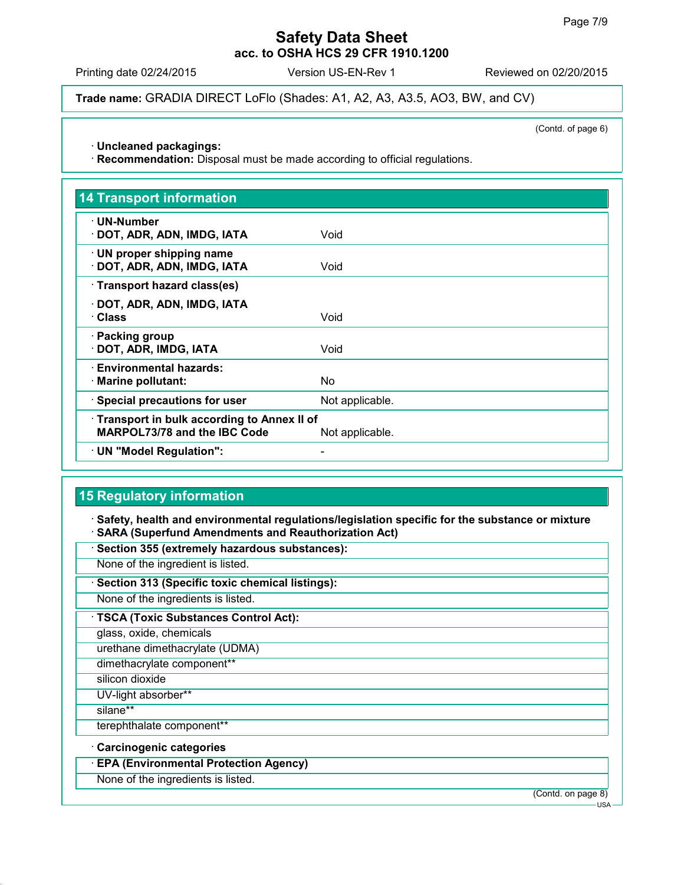**Trade name:** GRADIA DIRECT LoFlo (Shades: A1, A2, A3, A3.5, AO3, BW, and CV)

(Contd. of page 6)

· **Uncleaned packagings:**
· **Recommendation:** Disposal must be made according to official regulations.

## 14 Transport information

| | |
|---|---|
| · **UN-Number**<br>· **DOT, ADR, ADN, IMDG, IATA** | Void |
| · **UN proper shipping name**<br>· **DOT, ADR, ADN, IMDG, IATA** | Void |
| · **Transport hazard class(es)**<br>· **DOT, ADR, ADN, IMDG, IATA**<br>· **Class** | Void |
| · **Packing group**<br>· **DOT, ADR, IMDG, IATA** | Void |
| · **Environmental hazards:**<br>· **Marine pollutant:** | No |
| · **Special precautions for user** | Not applicable. |
| · **Transport in bulk according to Annex II of MARPOL73/78 and the IBC Code** | Not applicable. |
| · **UN "Model Regulation":** | - |

## 15 Regulatory information

· **Safety, health and environmental regulations/legislation specific for the substance or mixture**
· **SARA (Superfund Amendments and Reauthorization Act)**

· **Section 355 (extremely hazardous substances):**
None of the ingredient is listed.

· **Section 313 (Specific toxic chemical listings):**
None of the ingredients is listed.

· **TSCA (Toxic Substances Control Act):**

- glass, oxide, chemicals
- urethane dimethacrylate (UDMA)
- dimethacrylate component**
- silicon dioxide
- UV-light absorber**
- silane**
- terephthalate component**

· **Carcinogenic categories**

· **EPA (Environmental Protection Agency)**
None of the ingredients is listed.

(Contd. on page 8)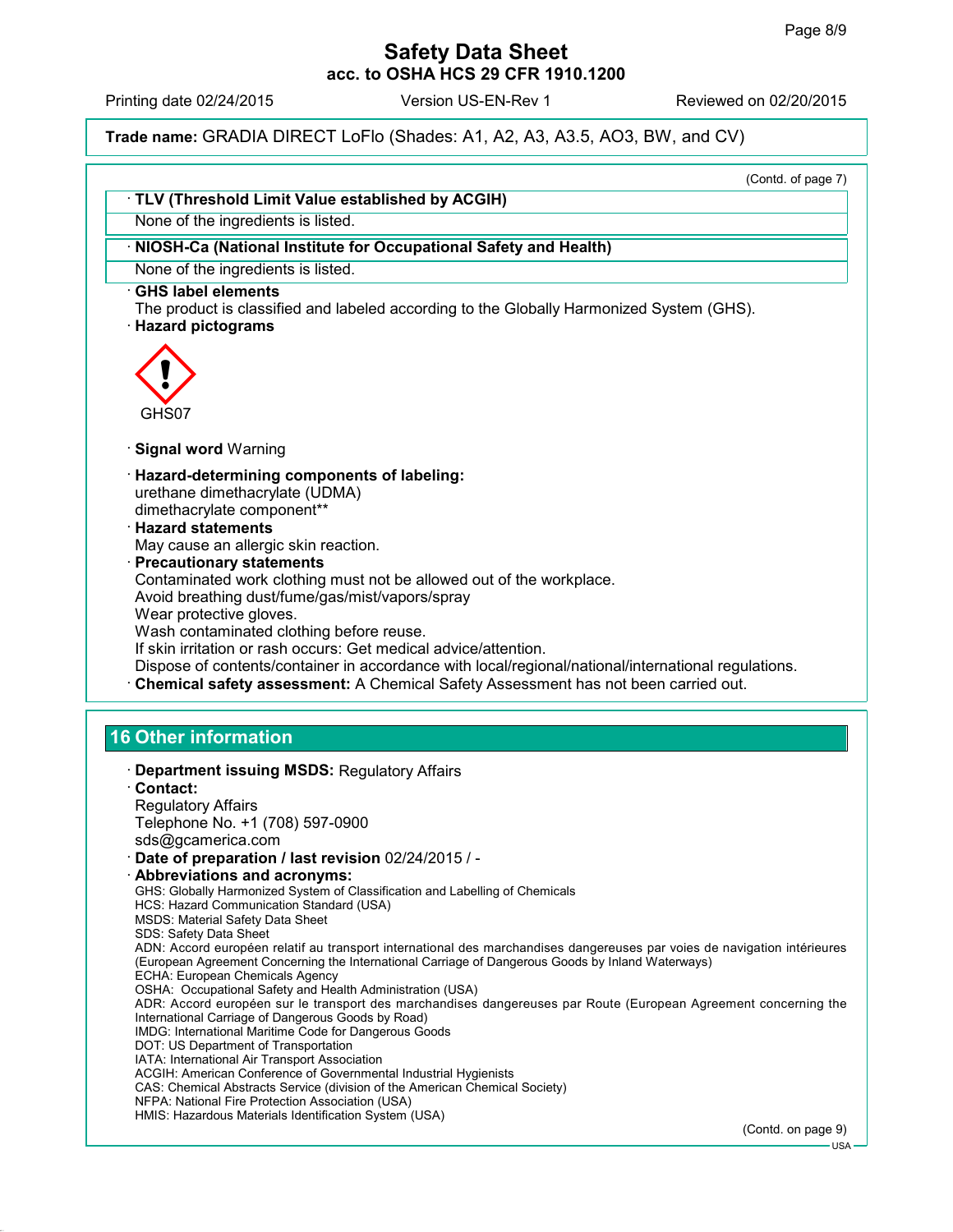(Contd. of page 7)

· **TLV (Threshold Limit Value established by ACGIH)**

None of the ingredients is listed.

· **NIOSH-Ca (National Institute for Occupational Safety and Health)**

None of the ingredients is listed.

· **GHS label elements**

The product is classified and labeled according to the Globally Harmonized System (GHS).

· **Hazard pictograms**

GHS07

· **Signal word** Warning

· **Hazard-determining components of labeling:**

urethane dimethacrylate (UDMA)
dimethacrylate component**

· **Hazard statements**

May cause an allergic skin reaction.

· **Precautionary statements**

Contaminated work clothing must not be allowed out of the workplace.
Avoid breathing dust/fume/gas/mist/vapors/spray
Wear protective gloves.
Wash contaminated clothing before reuse.
If skin irritation or rash occurs: Get medical advice/attention.
Dispose of contents/container in accordance with local/regional/national/international regulations.

· **Chemical safety assessment:** A Chemical Safety Assessment has not been carried out.

## 16 Other information

· **Department issuing MSDS:** Regulatory Affairs

· **Contact:**

Regulatory Affairs
Telephone No. +1 (708) 597-0900
sds@gcamerica.com

· **Date of preparation / last revision** 02/24/2015 / -

· **Abbreviations and acronyms:**

GHS: Globally Harmonized System of Classification and Labelling of Chemicals
HCS: Hazard Communication Standard (USA)
MSDS: Material Safety Data Sheet
SDS: Safety Data Sheet
ADN: Accord européen relatif au transport international des marchandises dangereuses par voies de navigation intérieures (European Agreement Concerning the International Carriage of Dangerous Goods by Inland Waterways)
ECHA: European Chemicals Agency
OSHA: Occupational Safety and Health Administration (USA)
ADR: Accord européen sur le transport des marchandises dangereuses par Route (European Agreement concerning the International Carriage of Dangerous Goods by Road)
IMDG: International Maritime Code for Dangerous Goods
DOT: US Department of Transportation
IATA: International Air Transport Association
ACGIH: American Conference of Governmental Industrial Hygienists
CAS: Chemical Abstracts Service (division of the American Chemical Society)
NFPA: National Fire Protection Association (USA)
HMIS: Hazardous Materials Identification System (USA)

(Contd. on page 9)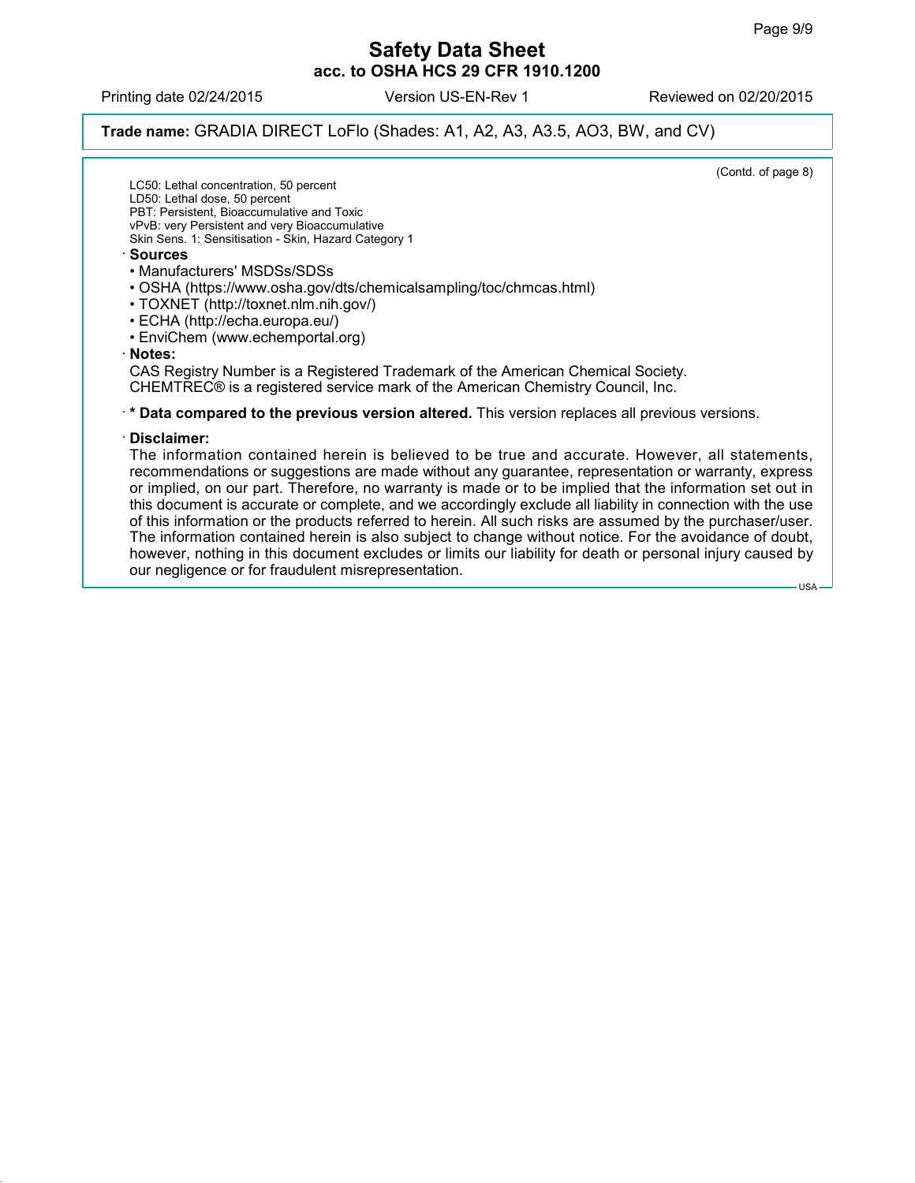(Contd. of page 8)

LC50: Lethal concentration, 50 percent
LD50: Lethal dose, 50 percent
PBT: Persistent, Bioaccumulative and Toxic
vPvB: very Persistent and very Bioaccumulative
Skin Sens. 1: Sensitisation - Skin, Hazard Category 1

· **Sources**

- Manufacturers' MSDSs/SDSs
- OSHA (https://www.osha.gov/dts/chemicalsampling/toc/chmcas.html)
- TOXNET (http://toxnet.nlm.nih.gov/)
- ECHA (http://echa.europa.eu/)
- EnviChem (www.echemportal.org)

· **Notes:**

CAS Registry Number is a Registered Trademark of the American Chemical Society.
CHEMTREC® is a registered service mark of the American Chemistry Council, Inc.

· **\* Data compared to the previous version altered.** This version replaces all previous versions.

· **Disclaimer:**

The information contained herein is believed to be true and accurate. However, all statements, recommendations or suggestions are made without any guarantee, representation or warranty, express or implied, on our part. Therefore, no warranty is made or to be implied that the information set out in this document is accurate or complete, and we accordingly exclude all liability in connection with the use of this information or the products referred to herein. All such risks are assumed by the purchaser/user. The information contained herein is also subject to change without notice. For the avoidance of doubt, however, nothing in this document excludes or limits our liability for death or personal injury caused by our negligence or for fraudulent misrepresentation.